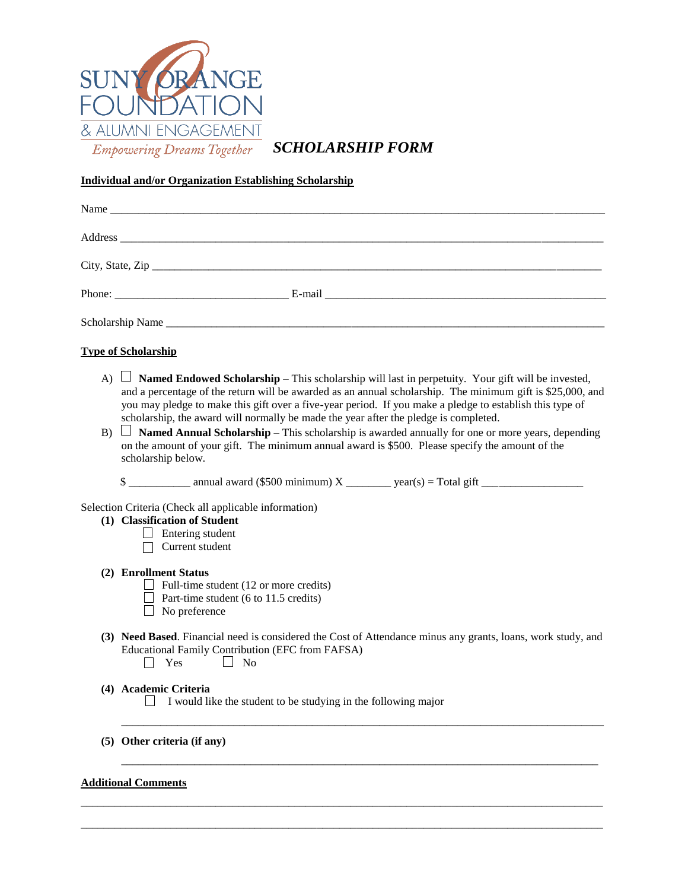SUNY ORANGE FOUNDATION
& ALUMNI ENGAGEMENT
*Empowering Dreams Together*

# *SCHOLARSHIP FORM*

**Individual and/or Organization Establishing Scholarship**

Name ______________________________________________________________________________

Address ____________________________________________________________________________

City, State, Zip ______________________________________________________________________

Phone: ______________________________ E-mail ________________________________________

Scholarship Name ____________________________________________________________________

**Type of Scholarship**

A) ☐ **Named Endowed Scholarship** – This scholarship will last in perpetuity. Your gift will be invested, and a percentage of the return will be awarded as an annual scholarship. The minimum gift is $25,000, and you may pledge to make this gift over a five-year period. If you make a pledge to establish this type of scholarship, the award will normally be made the year after the pledge is completed.

B) ☐ **Named Annual Scholarship** – This scholarship is awarded annually for one or more years, depending on the amount of your gift. The minimum annual award is $500. Please specify the amount of the scholarship below.

$ __________ annual award ($500 minimum) X ________ year(s) = Total gift _________________

Selection Criteria (Check all applicable information)

**(1) Classification of Student**
- ☐ Entering student
- ☐ Current student

**(2) Enrollment Status**
- ☐ Full-time student (12 or more credits)
- ☐ Part-time student (6 to 11.5 credits)
- ☐ No preference

**(3) Need Based**. Financial need is considered the Cost of Attendance minus any grants, loans, work study, and Educational Family Contribution (EFC from FAFSA)

☐ Yes ☐ No

**(4) Academic Criteria**

☐ I would like the student to be studying in the following major

_______________________________________________________________________________

**(5) Other criteria (if any)**

_______________________________________________________________________________

**Additional Comments**

_______________________________________________________________________________

_______________________________________________________________________________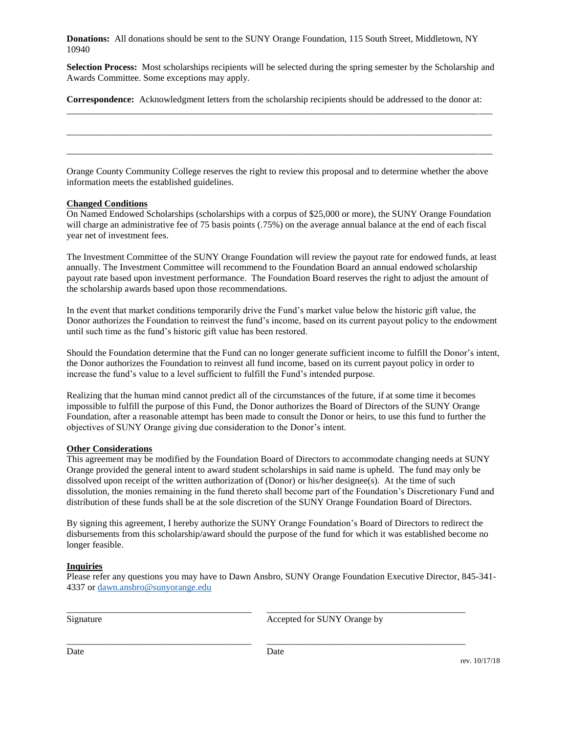**Donations:** All donations should be sent to the SUNY Orange Foundation, 115 South Street, Middletown, NY 10940

**Selection Process:** Most scholarships recipients will be selected during the spring semester by the Scholarship and Awards Committee. Some exceptions may apply.

**Correspondence:** Acknowledgment letters from the scholarship recipients should be addressed to the donor at:

\_\_\_\_\_\_\_\_\_\_\_\_\_\_\_\_\_\_\_\_\_\_\_\_\_\_\_\_\_\_\_\_\_\_\_\_\_\_\_\_\_\_\_\_\_\_\_\_\_\_\_\_\_\_\_\_\_\_\_\_\_\_\_\_\_\_\_\_\_\_\_\_\_\_\_\_\_\_

\_\_\_\_\_\_\_\_\_\_\_\_\_\_\_\_\_\_\_\_\_\_\_\_\_\_\_\_\_\_\_\_\_\_\_\_\_\_\_\_\_\_\_\_\_\_\_\_\_\_\_\_\_\_\_\_\_\_\_\_\_\_\_\_\_\_\_\_\_\_\_\_\_\_\_\_\_\_

\_\_\_\_\_\_\_\_\_\_\_\_\_\_\_\_\_\_\_\_\_\_\_\_\_\_\_\_\_\_\_\_\_\_\_\_\_\_\_\_\_\_\_\_\_\_\_\_\_\_\_\_\_\_\_\_\_\_\_\_\_\_\_\_\_\_\_\_\_\_\_\_\_\_\_\_\_\_

Orange County Community College reserves the right to review this proposal and to determine whether the above information meets the established guidelines.

**Changed Conditions**

On Named Endowed Scholarships (scholarships with a corpus of $25,000 or more), the SUNY Orange Foundation will charge an administrative fee of 75 basis points (.75%) on the average annual balance at the end of each fiscal year net of investment fees.

The Investment Committee of the SUNY Orange Foundation will review the payout rate for endowed funds, at least annually. The Investment Committee will recommend to the Foundation Board an annual endowed scholarship payout rate based upon investment performance. The Foundation Board reserves the right to adjust the amount of the scholarship awards based upon those recommendations.

In the event that market conditions temporarily drive the Fund's market value below the historic gift value, the Donor authorizes the Foundation to reinvest the fund's income, based on its current payout policy to the endowment until such time as the fund's historic gift value has been restored.

Should the Foundation determine that the Fund can no longer generate sufficient income to fulfill the Donor's intent, the Donor authorizes the Foundation to reinvest all fund income, based on its current payout policy in order to increase the fund's value to a level sufficient to fulfill the Fund's intended purpose.

Realizing that the human mind cannot predict all of the circumstances of the future, if at some time it becomes impossible to fulfill the purpose of this Fund, the Donor authorizes the Board of Directors of the SUNY Orange Foundation, after a reasonable attempt has been made to consult the Donor or heirs, to use this fund to further the objectives of SUNY Orange giving due consideration to the Donor's intent.

**Other Considerations**

This agreement may be modified by the Foundation Board of Directors to accommodate changing needs at SUNY Orange provided the general intent to award student scholarships in said name is upheld. The fund may only be dissolved upon receipt of the written authorization of (Donor) or his/her designee(s). At the time of such dissolution, the monies remaining in the fund thereto shall become part of the Foundation's Discretionary Fund and distribution of these funds shall be at the sole discretion of the SUNY Orange Foundation Board of Directors.

By signing this agreement, I hereby authorize the SUNY Orange Foundation's Board of Directors to redirect the disbursements from this scholarship/award should the purpose of the fund for which it was established become no longer feasible.

**Inquiries**

Please refer any questions you may have to Dawn Ansbro, SUNY Orange Foundation Executive Director, 845-341-4337 or dawn.ansbro@sunyorange.edu

\_\_\_\_\_\_\_\_\_\_\_\_\_\_\_\_\_\_\_\_\_\_\_\_\_\_\_\_\_\_\_\_\_\_\_\_\_\_ \_\_\_\_\_\_\_\_\_\_\_\_\_\_\_\_\_\_\_\_\_\_\_\_\_\_\_\_\_\_\_\_\_\_\_\_\_\_\_\_\_\_

Signature Accepted for SUNY Orange by

\_\_\_\_\_\_\_\_\_\_\_\_\_\_\_\_\_\_\_\_\_\_\_\_\_\_\_\_\_\_\_\_\_\_\_\_\_\_ \_\_\_\_\_\_\_\_\_\_\_\_\_\_\_\_\_\_\_\_\_\_\_\_\_\_\_\_\_\_\_\_\_\_\_\_\_\_\_\_\_\_

Date Date

rev. 10/17/18